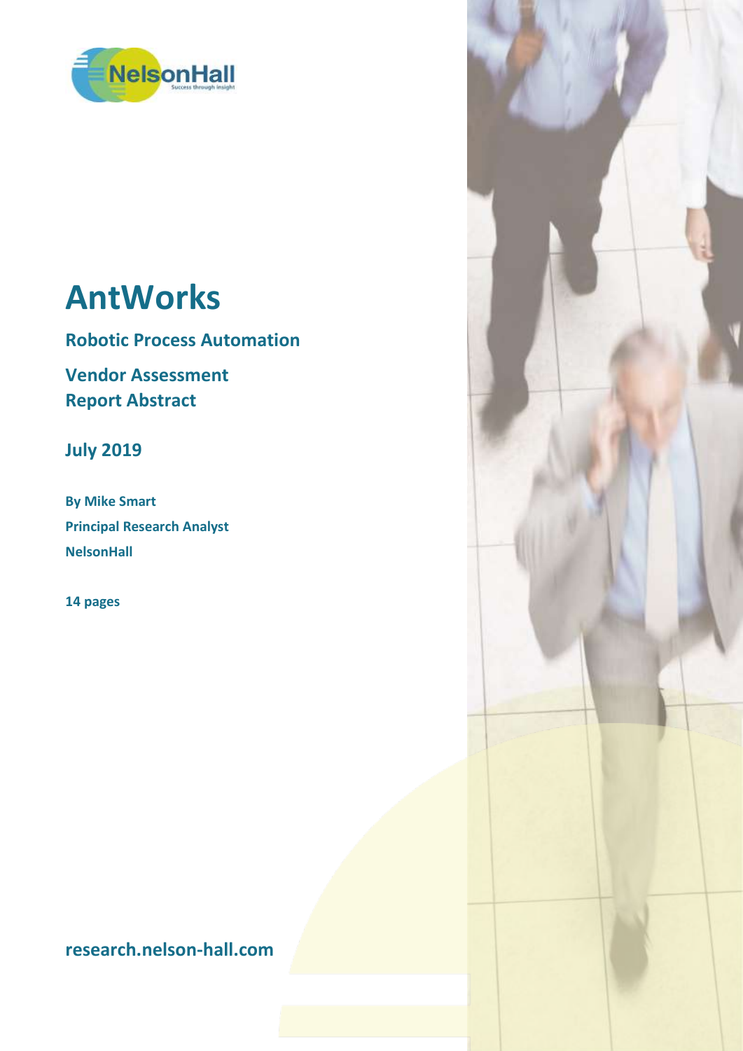# AntWorks

## Robotic Process Automation

## Vendor Assessment
## Report Abstract

**July 2019**

**By Mike Smart**
**Principal Research Analyst**
**NelsonHall**

**14 pages**

**research.nelson-hall.com**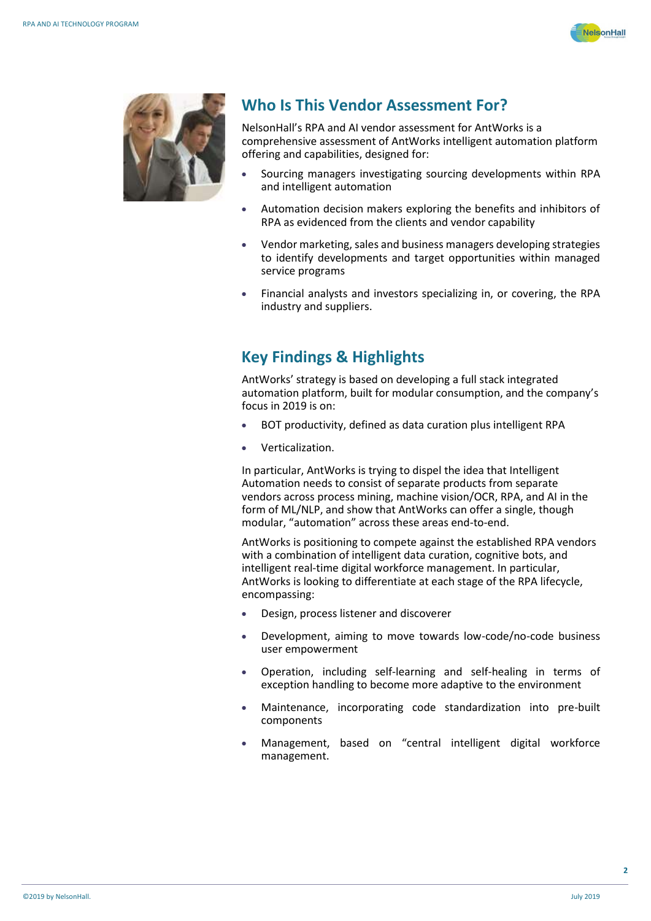## Who Is This Vendor Assessment For?

NelsonHall's RPA and AI vendor assessment for AntWorks is a comprehensive assessment of AntWorks intelligent automation platform offering and capabilities, designed for:

- Sourcing managers investigating sourcing developments within RPA and intelligent automation
- Automation decision makers exploring the benefits and inhibitors of RPA as evidenced from the clients and vendor capability
- Vendor marketing, sales and business managers developing strategies to identify developments and target opportunities within managed service programs
- Financial analysts and investors specializing in, or covering, the RPA industry and suppliers.

## Key Findings & Highlights

AntWorks' strategy is based on developing a full stack integrated automation platform, built for modular consumption, and the company's focus in 2019 is on:

- BOT productivity, defined as data curation plus intelligent RPA
- Verticalization.

In particular, AntWorks is trying to dispel the idea that Intelligent Automation needs to consist of separate products from separate vendors across process mining, machine vision/OCR, RPA, and AI in the form of ML/NLP, and show that AntWorks can offer a single, though modular, "automation" across these areas end-to-end.

AntWorks is positioning to compete against the established RPA vendors with a combination of intelligent data curation, cognitive bots, and intelligent real-time digital workforce management. In particular, AntWorks is looking to differentiate at each stage of the RPA lifecycle, encompassing:

- Design, process listener and discoverer
- Development, aiming to move towards low-code/no-code business user empowerment
- Operation, including self-learning and self-healing in terms of exception handling to become more adaptive to the environment
- Maintenance, incorporating code standardization into pre-built components
- Management, based on "central intelligent digital workforce management.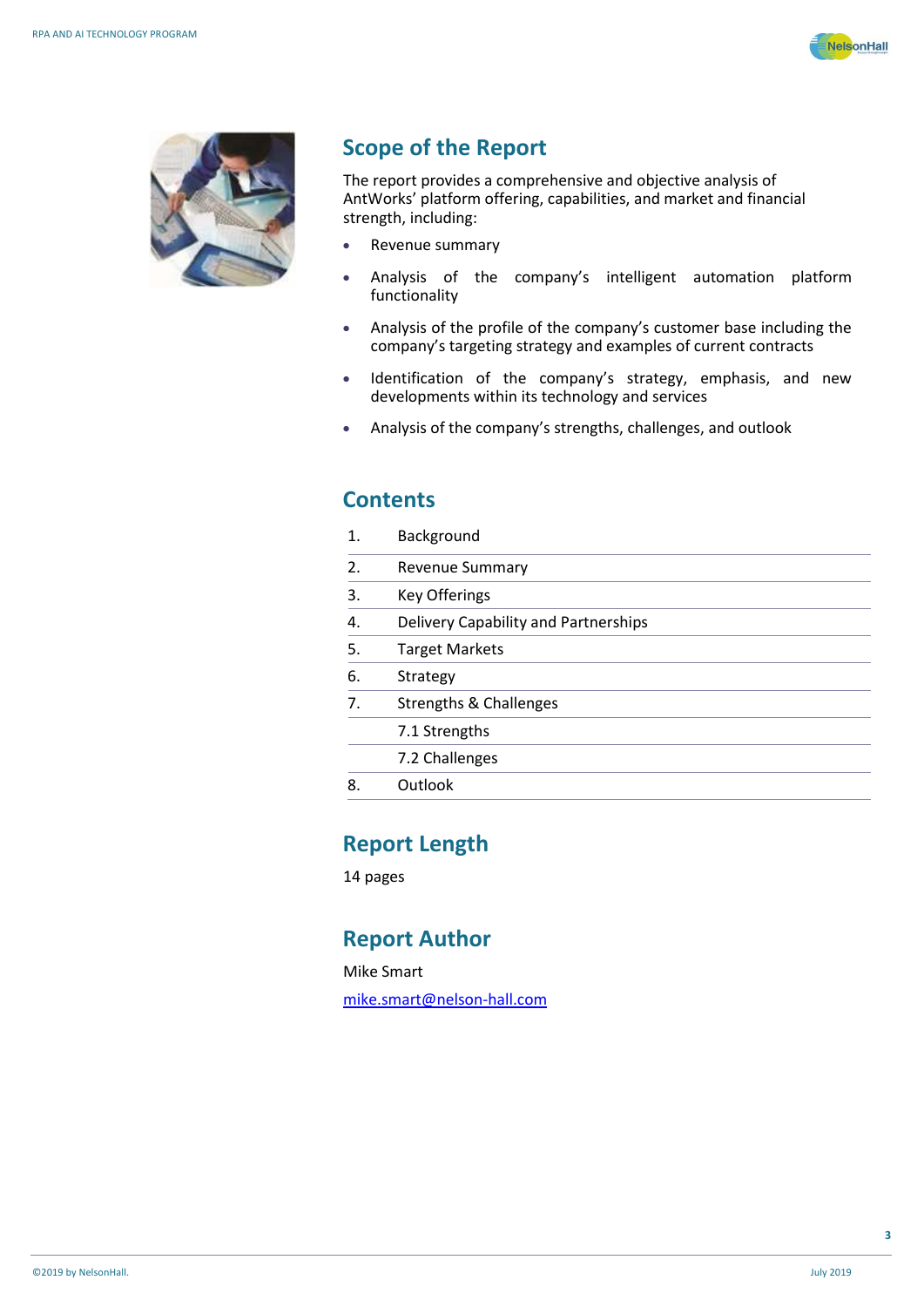## Scope of the Report

The report provides a comprehensive and objective analysis of AntWorks' platform offering, capabilities, and market and financial strength, including:

- Revenue summary
- Analysis of the company's intelligent automation platform functionality
- Analysis of the profile of the company's customer base including the company's targeting strategy and examples of current contracts
- Identification of the company's strategy, emphasis, and new developments within its technology and services
- Analysis of the company's strengths, challenges, and outlook

## Contents

| | |
|---|---|
| 1. | Background |
| 2. | Revenue Summary |
| 3. | Key Offerings |
| 4. | Delivery Capability and Partnerships |
| 5. | Target Markets |
| 6. | Strategy |
| 7. | Strengths & Challenges |
| | 7.1 Strengths |
| | 7.2 Challenges |
| 8. | Outlook |

## Report Length

14 pages

## Report Author

Mike Smart

mike.smart@nelson-hall.com